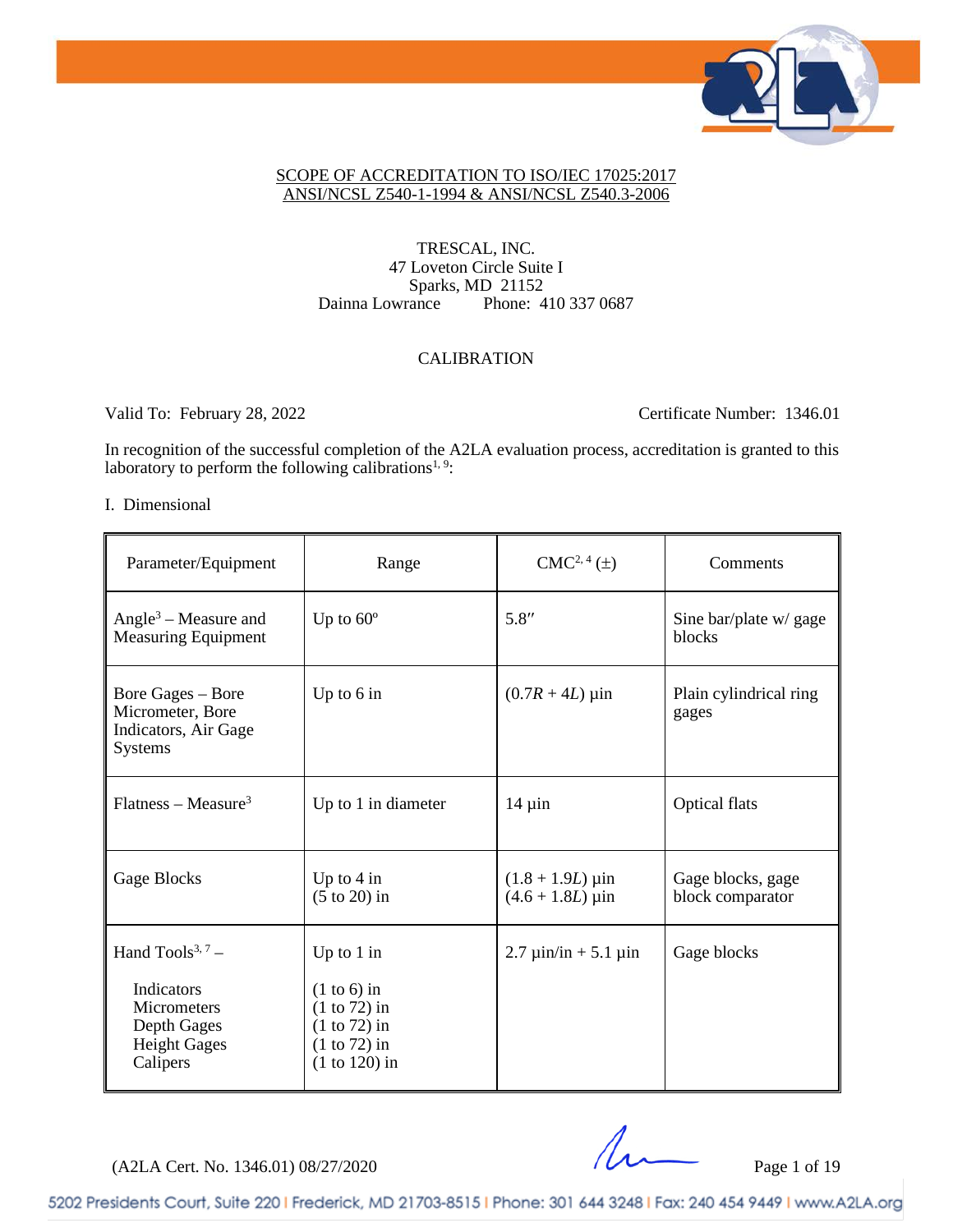SCOPE OF ACCREDITATION TO ISO/IEC 17025:2017
ANSI/NCSL Z540-1-1994 & ANSI/NCSL Z540.3-2006

TRESCAL, INC.
47 Loveton Circle Suite I
Sparks, MD 21152
Dainna Lowrance Phone: 410 337 0687

CALIBRATION

Valid To: February 28, 2022 Certificate Number: 1346.01

In recognition of the successful completion of the A2LA evaluation process, accreditation is granted to this laboratory to perform the following calibrations[1, 9]:

I. Dimensional

| Parameter/Equipment | Range | CMC[2, 4] (±) | Comments |
|---|---|---|---|
| Angle[3] – Measure and Measuring Equipment | Up to 60º | 5.8″ | Sine bar/plate w/ gage blocks |
| Bore Gages – Bore Micrometer, Bore Indicators, Air Gage Systems | Up to 6 in | $(0.7R + 4L)$ µin | Plain cylindrical ring gages |
| Flatness – Measure[3] | Up to 1 in diameter | 14 µin | Optical flats |
| Gage Blocks | Up to 4 in<br>(5 to 20) in | $(1.8 + 1.9L)$ µin<br>$(4.6 + 1.8L)$ µin | Gage blocks, gage block comparator |
| Hand Tools[3, 7] –<br><br>Indicators<br>Micrometers<br>Depth Gages<br>Height Gages<br>Calipers | Up to 1 in<br><br>(1 to 6) in<br>(1 to 72) in<br>(1 to 72) in<br>(1 to 72) in<br>(1 to 120) in | 2.7 µin/in + 5.1 µin | Gage blocks |

(A2LA Cert. No. 1346.01) 08/27/2020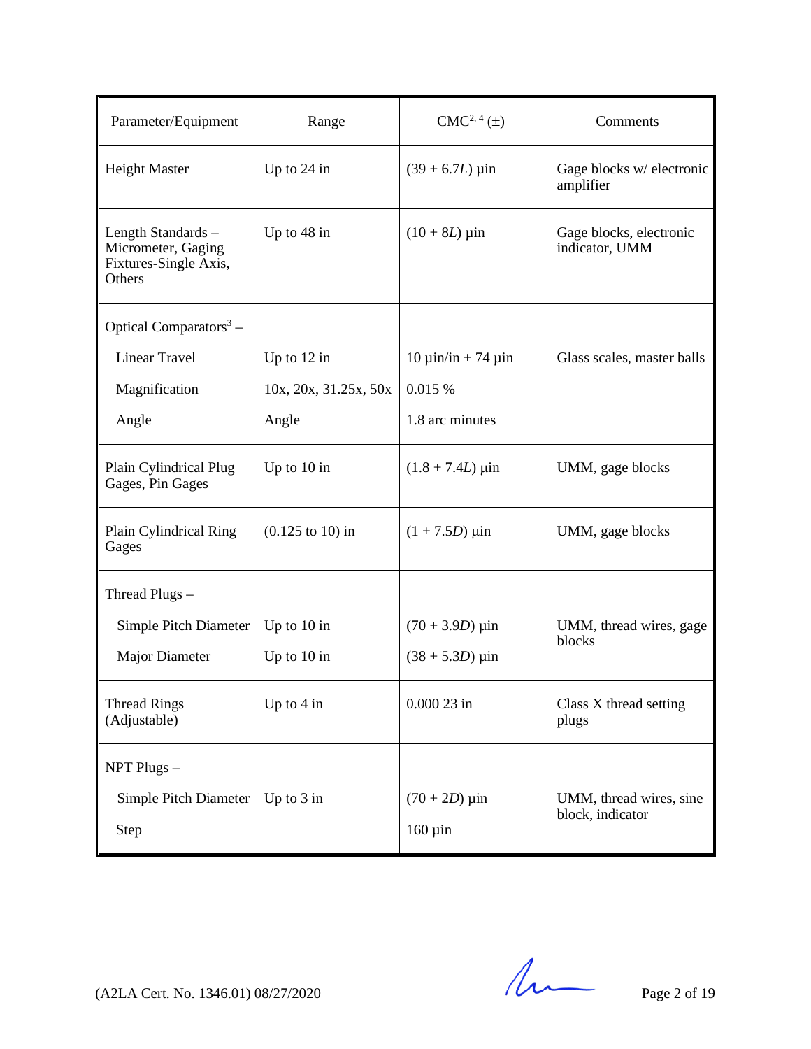| Parameter/Equipment | Range | CMC[2, 4] (±) | Comments |
|---|---|---|---|
| Height Master | Up to 24 in | $(39 + 6.7L)$ µin | Gage blocks w/ electronic amplifier |
| Length Standards – Micrometer, Gaging Fixtures-Single Axis, Others | Up to 48 in | $(10 + 8L)$ µin | Gage blocks, electronic indicator, UMM |
| Optical Comparators[3] – | | | |
| Linear Travel | Up to 12 in | 10 µin/in + 74 µin | Glass scales, master balls |
| Magnification | 10x, 20x, 31.25x, 50x | 0.015 % | |
| Angle | Angle | 1.8 arc minutes | |
| Plain Cylindrical Plug Gages, Pin Gages | Up to 10 in | $(1.8 + 7.4L)$ µin | UMM, gage blocks |
| Plain Cylindrical Ring Gages | (0.125 to 10) in | $(1 + 7.5D)$ µin | UMM, gage blocks |
| Thread Plugs – | | | |
| Simple Pitch Diameter | Up to 10 in | $(70 + 3.9D)$ µin | UMM, thread wires, gage blocks |
| Major Diameter | Up to 10 in | $(38 + 5.3D)$ µin | |
| Thread Rings (Adjustable) | Up to 4 in | 0.000 23 in | Class X thread setting plugs |
| NPT Plugs – | | | |
| Simple Pitch Diameter | Up to 3 in | $(70 + 2D)$ µin | UMM, thread wires, sine block, indicator |
| Step | | 160 µin | |

(A2LA Cert. No. 1346.01) 08/27/2020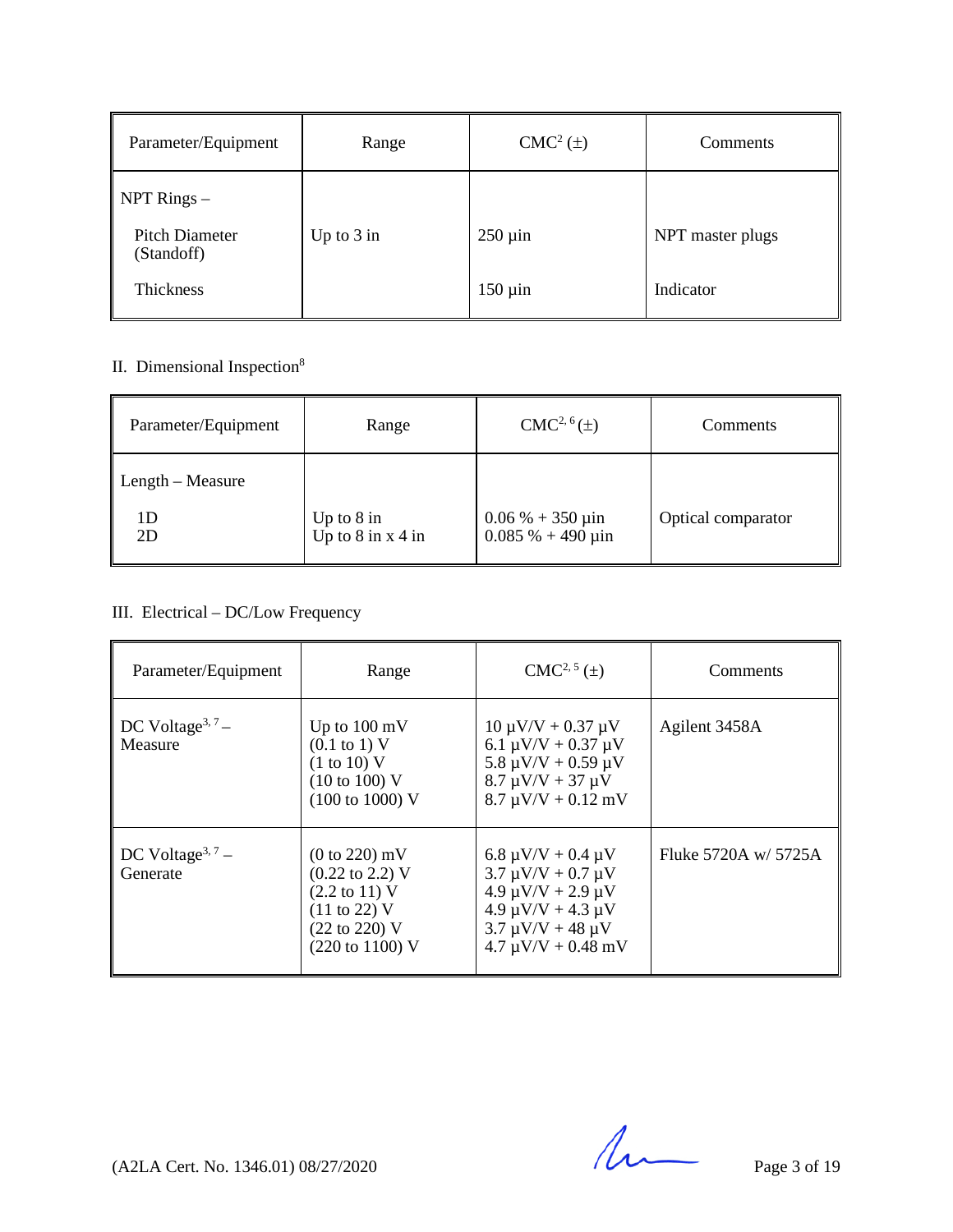| Parameter/Equipment | Range | CMC[2] (±) | Comments |
|---|---|---|---|
| NPT Rings – | | | |
| Pitch Diameter (Standoff) | Up to 3 in | 250 µin | NPT master plugs |
| Thickness | | 150 µin | Indicator |

II. Dimensional Inspection[8]

| Parameter/Equipment | Range | CMC[2, 6] (±) | Comments |
|---|---|---|---|
| Length – Measure | | | |
| 1D<br>2D | Up to 8 in<br>Up to 8 in x 4 in | 0.06 % + 350 µin<br>0.085 % + 490 µin | Optical comparator |

III. Electrical – DC/Low Frequency

| Parameter/Equipment | Range | CMC[2, 5] (±) | Comments |
|---|---|---|---|
| DC Voltage[3, 7] – Measure | Up to 100 mV<br>(0.1 to 1) V<br>(1 to 10) V<br>(10 to 100) V<br>(100 to 1000) V | 10 µV/V + 0.37 µV<br>6.1 µV/V + 0.37 µV<br>5.8 µV/V + 0.59 µV<br>8.7 µV/V + 37 µV<br>8.7 µV/V + 0.12 mV | Agilent 3458A |
| DC Voltage[3, 7] – Generate | (0 to 220) mV<br>(0.22 to 2.2) V<br>(2.2 to 11) V<br>(11 to 22) V<br>(22 to 220) V<br>(220 to 1100) V | 6.8 µV/V + 0.4 µV<br>3.7 µV/V + 0.7 µV<br>4.9 µV/V + 2.9 µV<br>4.9 µV/V + 4.3 µV<br>3.7 µV/V + 48 µV<br>4.7 µV/V + 0.48 mV | Fluke 5720A w/ 5725A |

(A2LA Cert. No. 1346.01) 08/27/2020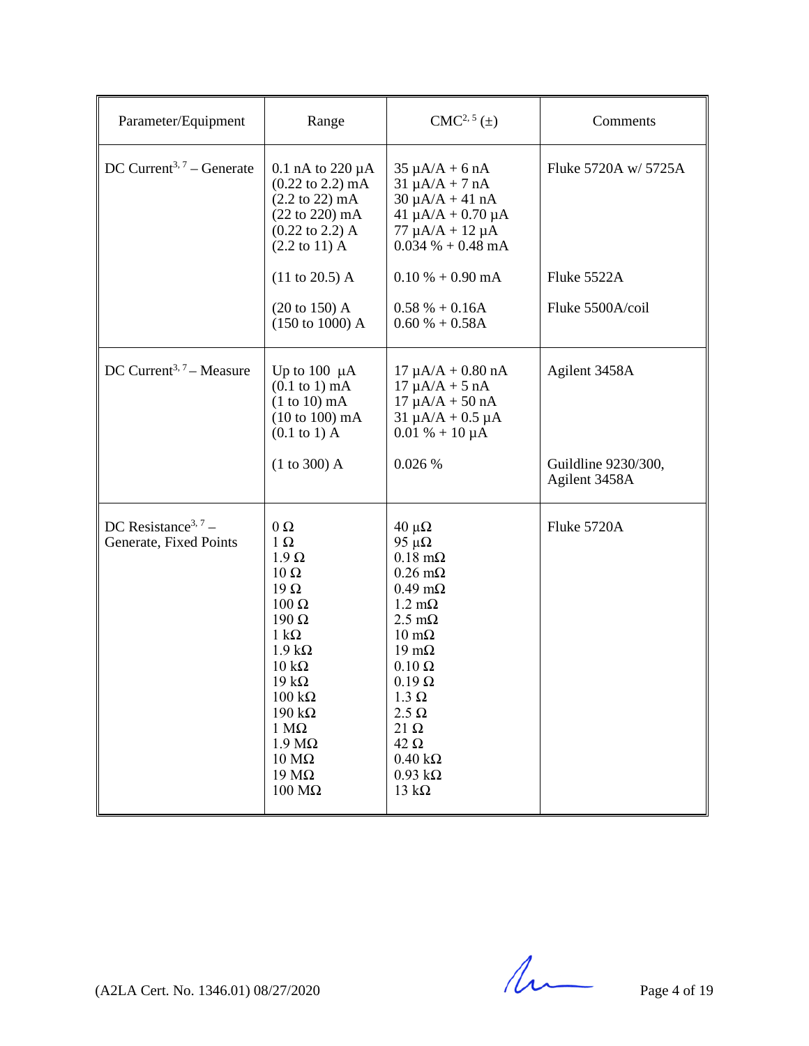| Parameter/Equipment | Range | CMC[2, 5] (±) | Comments |
|---|---|---|---|
| DC Current[3, 7] – Generate | 0.1 nA to 220 µA<br>(0.22 to 2.2) mA<br>(2.2 to 22) mA<br>(22 to 220) mA<br>(0.22 to 2.2) A<br>(2.2 to 11) A | 35 µA/A + 6 nA<br>31 µA/A + 7 nA<br>30 µA/A + 41 nA<br>41 µA/A + 0.70 µA<br>77 µA/A + 12 µA<br>0.034 % + 0.48 mA | Fluke 5720A w/ 5725A |
| | (11 to 20.5) A | 0.10 % + 0.90 mA | Fluke 5522A |
| | (20 to 150) A<br>(150 to 1000) A | 0.58 % + 0.16A<br>0.60 % + 0.58A | Fluke 5500A/coil |
| DC Current[3, 7] – Measure | Up to 100 µA<br>(0.1 to 1) mA<br>(1 to 10) mA<br>(10 to 100) mA<br>(0.1 to 1) A | 17 µA/A + 0.80 nA<br>17 µA/A + 5 nA<br>17 µA/A + 50 nA<br>31 µA/A + 0.5 µA<br>0.01 % + 10 µA | Agilent 3458A |
| | (1 to 300) A | 0.026 % | Guildline 9230/300,<br>Agilent 3458A |
| DC Resistance[3, 7] – Generate, Fixed Points | 0 Ω<br>1 Ω<br>1.9 Ω<br>10 Ω<br>19 Ω<br>100 Ω<br>190 Ω<br>1 kΩ<br>1.9 kΩ<br>10 kΩ<br>19 kΩ<br>100 kΩ<br>190 kΩ<br>1 MΩ<br>1.9 MΩ<br>10 MΩ<br>19 MΩ<br>100 MΩ | 40 µΩ<br>95 µΩ<br>0.18 mΩ<br>0.26 mΩ<br>0.49 mΩ<br>1.2 mΩ<br>2.5 mΩ<br>10 mΩ<br>19 mΩ<br>0.10 Ω<br>0.19 Ω<br>1.3 Ω<br>2.5 Ω<br>21 Ω<br>42 Ω<br>0.40 kΩ<br>0.93 kΩ<br>13 kΩ | Fluke 5720A |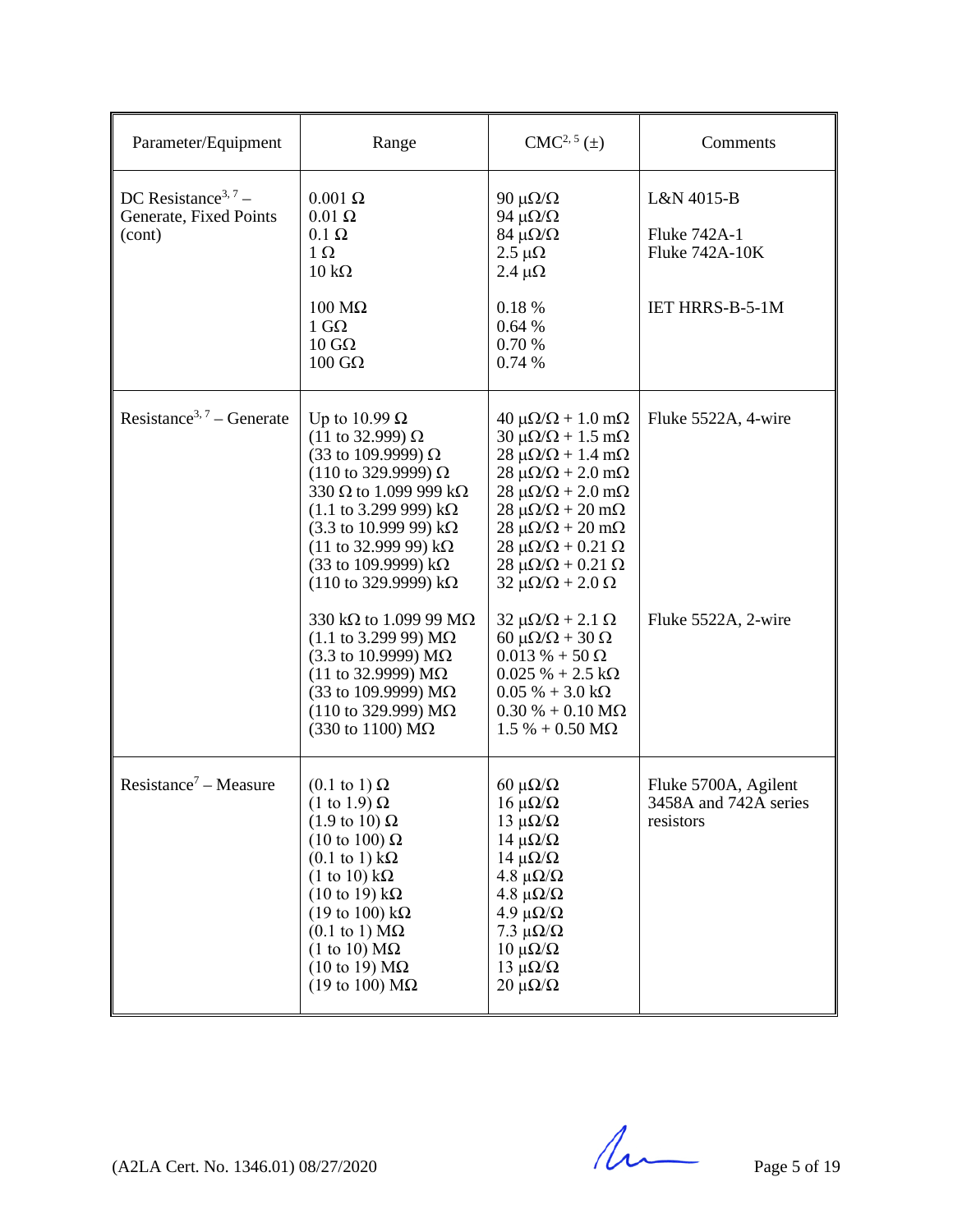| Parameter/Equipment | Range | CMC[2, 5] (±) | Comments |
|---|---|---|---|
| DC Resistance[3, 7] – Generate, Fixed Points (cont) | 0.001 Ω<br>0.01 Ω<br>0.1 Ω<br>1 Ω<br>10 kΩ | 90 μΩ/Ω<br>94 μΩ/Ω<br>84 μΩ/Ω<br>2.5 μΩ<br>2.4 μΩ | L&N 4015-B<br><br>Fluke 742A-1<br>Fluke 742A-10K |
| | 100 MΩ<br>1 GΩ<br>10 GΩ<br>100 GΩ | 0.18 %<br>0.64 %<br>0.70 %<br>0.74 % | IET HRRS-B-5-1M |
| Resistance[3, 7] – Generate | Up to 10.99 Ω<br>(11 to 32.999) Ω<br>(33 to 109.9999) Ω<br>(110 to 329.9999) Ω<br>330 Ω to 1.099 999 kΩ<br>(1.1 to 3.299 999) kΩ<br>(3.3 to 10.999 99) kΩ<br>(11 to 32.999 99) kΩ<br>(33 to 109.9999) kΩ<br>(110 to 329.9999) kΩ | 40 μΩ/Ω + 1.0 mΩ<br>30 μΩ/Ω + 1.5 mΩ<br>28 μΩ/Ω + 1.4 mΩ<br>28 μΩ/Ω + 2.0 mΩ<br>28 μΩ/Ω + 2.0 mΩ<br>28 μΩ/Ω + 20 mΩ<br>28 μΩ/Ω + 20 mΩ<br>28 μΩ/Ω + 0.21 Ω<br>28 μΩ/Ω + 0.21 Ω<br>32 μΩ/Ω + 2.0 Ω | Fluke 5522A, 4-wire |
| | 330 kΩ to 1.099 99 MΩ<br>(1.1 to 3.299 99) MΩ<br>(3.3 to 10.9999) MΩ<br>(11 to 32.9999) MΩ<br>(33 to 109.9999) MΩ<br>(110 to 329.999) MΩ<br>(330 to 1100) MΩ | 32 μΩ/Ω + 2.1 Ω<br>60 μΩ/Ω + 30 Ω<br>0.013 % + 50 Ω<br>0.025 % + 2.5 kΩ<br>0.05 % + 3.0 kΩ<br>0.30 % + 0.10 MΩ<br>1.5 % + 0.50 MΩ | Fluke 5522A, 2-wire |
| Resistance[7] – Measure | (0.1 to 1) Ω<br>(1 to 1.9) Ω<br>(1.9 to 10) Ω<br>(10 to 100) Ω<br>(0.1 to 1) kΩ<br>(1 to 10) kΩ<br>(10 to 19) kΩ<br>(19 to 100) kΩ<br>(0.1 to 1) MΩ<br>(1 to 10) MΩ<br>(10 to 19) MΩ<br>(19 to 100) MΩ | 60 μΩ/Ω<br>16 μΩ/Ω<br>13 μΩ/Ω<br>14 μΩ/Ω<br>14 μΩ/Ω<br>4.8 μΩ/Ω<br>4.8 μΩ/Ω<br>4.9 μΩ/Ω<br>7.3 μΩ/Ω<br>10 μΩ/Ω<br>13 μΩ/Ω<br>20 μΩ/Ω | Fluke 5700A, Agilent 3458A and 742A series resistors |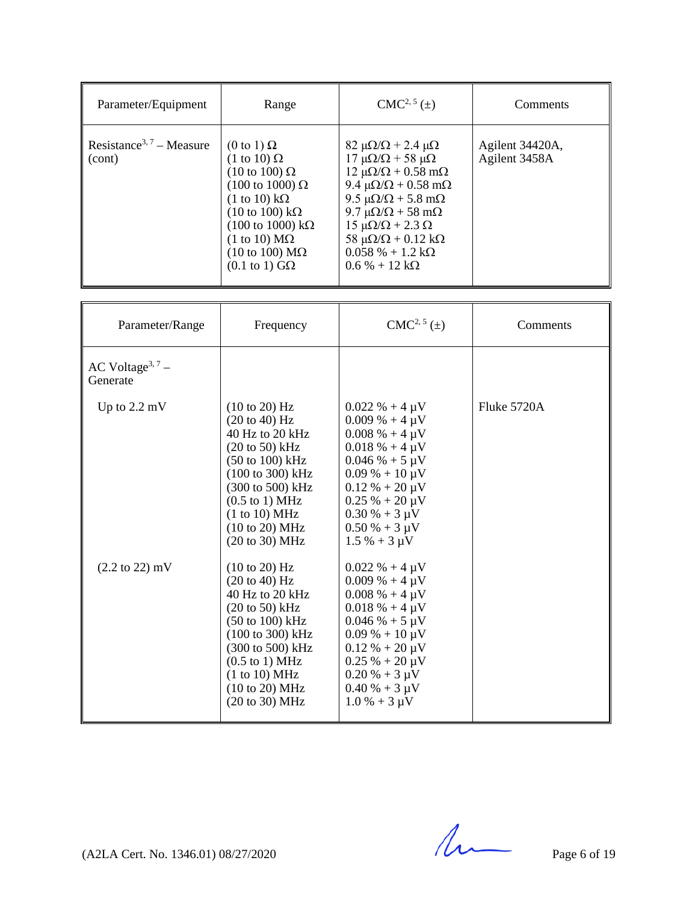| Parameter/Equipment | Range | CMC[2, 5] (±) | Comments |
|---|---|---|---|
| Resistance[3, 7] – Measure (cont) | (0 to 1) Ω<br>(1 to 10) Ω<br>(10 to 100) Ω<br>(100 to 1000) Ω<br>(1 to 10) kΩ<br>(10 to 100) kΩ<br>(100 to 1000) kΩ<br>(1 to 10) MΩ<br>(10 to 100) MΩ<br>(0.1 to 1) GΩ | 82 μΩ/Ω + 2.4 μΩ<br>17 μΩ/Ω + 58 μΩ<br>12 μΩ/Ω + 0.58 mΩ<br>9.4 μΩ/Ω + 0.58 mΩ<br>9.5 μΩ/Ω + 5.8 mΩ<br>9.7 μΩ/Ω + 58 mΩ<br>15 μΩ/Ω + 2.3 Ω<br>58 μΩ/Ω + 0.12 kΩ<br>0.058 % + 1.2 kΩ<br>0.6 % + 12 kΩ | Agilent 34420A,<br>Agilent 3458A |

| Parameter/Range | Frequency | CMC[2, 5] (±) | Comments |
|---|---|---|---|
| AC Voltage[3, 7] – Generate | | | |
| Up to 2.2 mV | (10 to 20) Hz<br>(20 to 40) Hz<br>40 Hz to 20 kHz<br>(20 to 50) kHz<br>(50 to 100) kHz<br>(100 to 300) kHz<br>(300 to 500) kHz<br>(0.5 to 1) MHz<br>(1 to 10) MHz<br>(10 to 20) MHz<br>(20 to 30) MHz | 0.022 % + 4 μV<br>0.009 % + 4 μV<br>0.008 % + 4 μV<br>0.018 % + 4 μV<br>0.046 % + 5 μV<br>0.09 % + 10 μV<br>0.12 % + 20 μV<br>0.25 % + 20 μV<br>0.30 % + 3 μV<br>0.50 % + 3 μV<br>1.5 % + 3 μV | Fluke 5720A |
| (2.2 to 22) mV | (10 to 20) Hz<br>(20 to 40) Hz<br>40 Hz to 20 kHz<br>(20 to 50) kHz<br>(50 to 100) kHz<br>(100 to 300) kHz<br>(300 to 500) kHz<br>(0.5 to 1) MHz<br>(1 to 10) MHz<br>(10 to 20) MHz<br>(20 to 30) MHz | 0.022 % + 4 μV<br>0.009 % + 4 μV<br>0.008 % + 4 μV<br>0.018 % + 4 μV<br>0.046 % + 5 μV<br>0.09 % + 10 μV<br>0.12 % + 20 μV<br>0.25 % + 20 μV<br>0.20 % + 3 μV<br>0.40 % + 3 μV<br>1.0 % + 3 μV | |

(A2LA Cert. No. 1346.01) 08/27/2020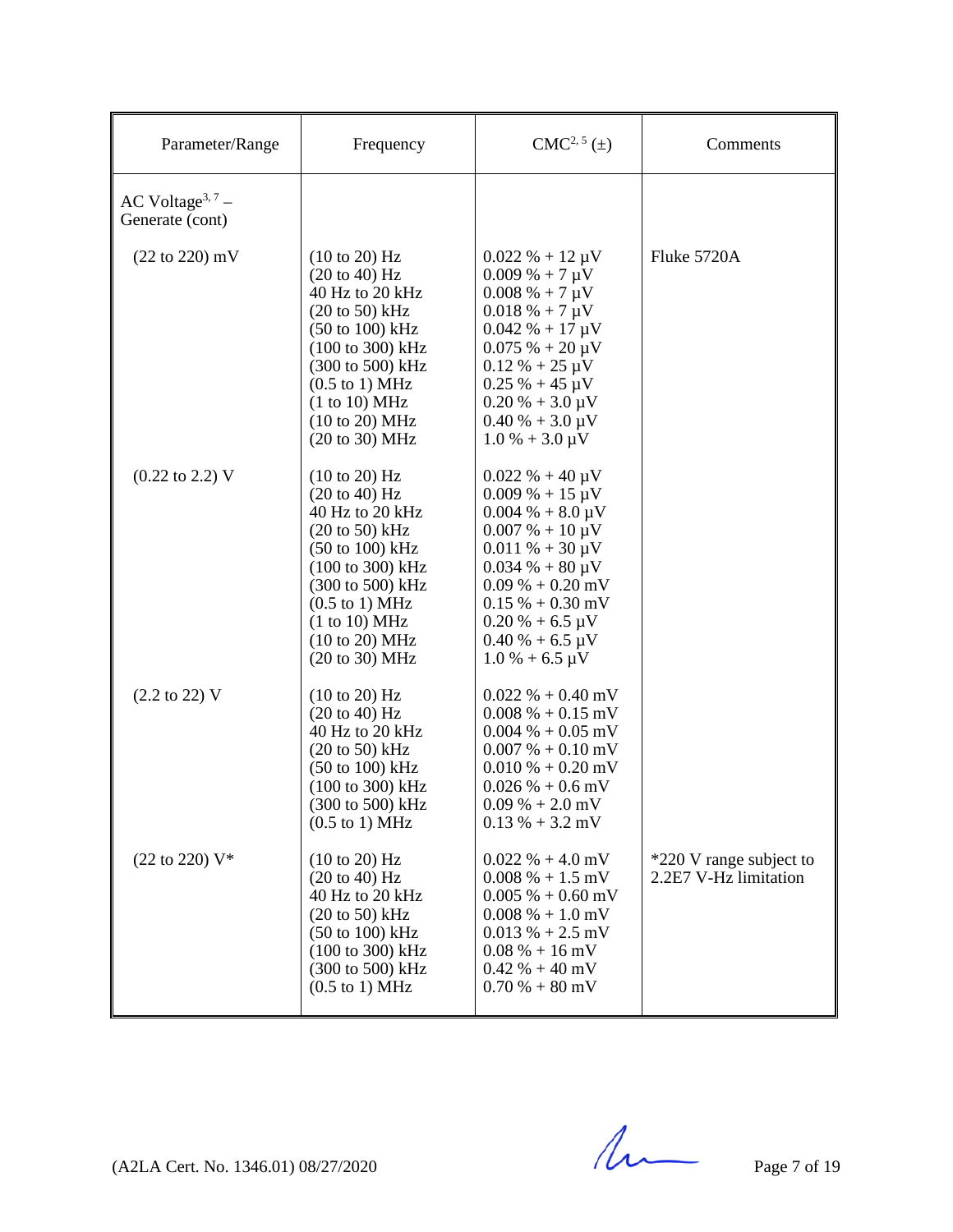| Parameter/Range | Frequency | CMC[2, 5] (±) | Comments |
|---|---|---|---|
| AC Voltage[3, 7] – Generate (cont) | | | |
| (22 to 220) mV | (10 to 20) Hz<br>(20 to 40) Hz<br>40 Hz to 20 kHz<br>(20 to 50) kHz<br>(50 to 100) kHz<br>(100 to 300) kHz<br>(300 to 500) kHz<br>(0.5 to 1) MHz<br>(1 to 10) MHz<br>(10 to 20) MHz<br>(20 to 30) MHz | 0.022 % + 12 µV<br>0.009 % + 7 µV<br>0.008 % + 7 µV<br>0.018 % + 7 µV<br>0.042 % + 17 µV<br>0.075 % + 20 µV<br>0.12 % + 25 µV<br>0.25 % + 45 µV<br>0.20 % + 3.0 µV<br>0.40 % + 3.0 µV<br>1.0 % + 3.0 µV | Fluke 5720A |
| (0.22 to 2.2) V | (10 to 20) Hz<br>(20 to 40) Hz<br>40 Hz to 20 kHz<br>(20 to 50) kHz<br>(50 to 100) kHz<br>(100 to 300) kHz<br>(300 to 500) kHz<br>(0.5 to 1) MHz<br>(1 to 10) MHz<br>(10 to 20) MHz<br>(20 to 30) MHz | 0.022 % + 40 µV<br>0.009 % + 15 µV<br>0.004 % + 8.0 µV<br>0.007 % + 10 µV<br>0.011 % + 30 µV<br>0.034 % + 80 µV<br>0.09 % + 0.20 mV<br>0.15 % + 0.30 mV<br>0.20 % + 6.5 µV<br>0.40 % + 6.5 µV<br>1.0 % + 6.5 µV | |
| (2.2 to 22) V | (10 to 20) Hz<br>(20 to 40) Hz<br>40 Hz to 20 kHz<br>(20 to 50) kHz<br>(50 to 100) kHz<br>(100 to 300) kHz<br>(300 to 500) kHz<br>(0.5 to 1) MHz | 0.022 % + 0.40 mV<br>0.008 % + 0.15 mV<br>0.004 % + 0.05 mV<br>0.007 % + 0.10 mV<br>0.010 % + 0.20 mV<br>0.026 % + 0.6 mV<br>0.09 % + 2.0 mV<br>0.13 % + 3.2 mV | |
| (22 to 220) V* | (10 to 20) Hz<br>(20 to 40) Hz<br>40 Hz to 20 kHz<br>(20 to 50) kHz<br>(50 to 100) kHz<br>(100 to 300) kHz<br>(300 to 500) kHz<br>(0.5 to 1) MHz | 0.022 % + 4.0 mV<br>0.008 % + 1.5 mV<br>0.005 % + 0.60 mV<br>0.008 % + 1.0 mV<br>0.013 % + 2.5 mV<br>0.08 % + 16 mV<br>0.42 % + 40 mV<br>0.70 % + 80 mV | *220 V range subject to 2.2E7 V-Hz limitation |

(A2LA Cert. No. 1346.01) 08/27/2020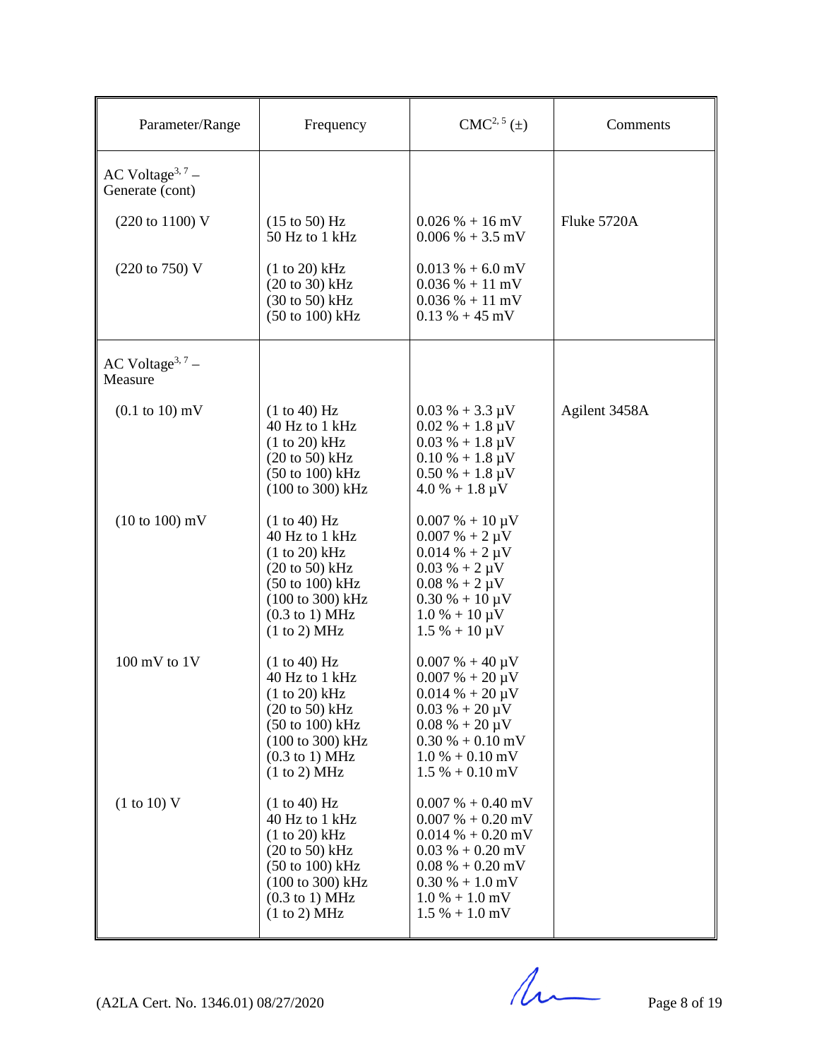| Parameter/Range | Frequency | CMC[2, 5] (±) | Comments |
|---|---|---|---|
| AC Voltage[3, 7] – Generate (cont) | | | |
| (220 to 1100) V | (15 to 50) Hz<br>50 Hz to 1 kHz | 0.026 % + 16 mV<br>0.006 % + 3.5 mV | Fluke 5720A |
| (220 to 750) V | (1 to 20) kHz<br>(20 to 30) kHz<br>(30 to 50) kHz<br>(50 to 100) kHz | 0.013 % + 6.0 mV<br>0.036 % + 11 mV<br>0.036 % + 11 mV<br>0.13 % + 45 mV | |
| AC Voltage[3, 7] – Measure | | | |
| (0.1 to 10) mV | (1 to 40) Hz<br>40 Hz to 1 kHz<br>(1 to 20) kHz<br>(20 to 50) kHz<br>(50 to 100) kHz<br>(100 to 300) kHz | 0.03 % + 3.3 µV<br>0.02 % + 1.8 µV<br>0.03 % + 1.8 µV<br>0.10 % + 1.8 µV<br>0.50 % + 1.8 µV<br>4.0 % + 1.8 µV | Agilent 3458A |
| (10 to 100) mV | (1 to 40) Hz<br>40 Hz to 1 kHz<br>(1 to 20) kHz<br>(20 to 50) kHz<br>(50 to 100) kHz<br>(100 to 300) kHz<br>(0.3 to 1) MHz<br>(1 to 2) MHz | 0.007 % + 10 µV<br>0.007 % + 2 µV<br>0.014 % + 2 µV<br>0.03 % + 2 µV<br>0.08 % + 2 µV<br>0.30 % + 10 µV<br>1.0 % + 10 µV<br>1.5 % + 10 µV | |
| 100 mV to 1V | (1 to 40) Hz<br>40 Hz to 1 kHz<br>(1 to 20) kHz<br>(20 to 50) kHz<br>(50 to 100) kHz<br>(100 to 300) kHz<br>(0.3 to 1) MHz<br>(1 to 2) MHz | 0.007 % + 40 µV<br>0.007 % + 20 µV<br>0.014 % + 20 µV<br>0.03 % + 20 µV<br>0.08 % + 20 µV<br>0.30 % + 0.10 mV<br>1.0 % + 0.10 mV<br>1.5 % + 0.10 mV | |
| (1 to 10) V | (1 to 40) Hz<br>40 Hz to 1 kHz<br>(1 to 20) kHz<br>(20 to 50) kHz<br>(50 to 100) kHz<br>(100 to 300) kHz<br>(0.3 to 1) MHz<br>(1 to 2) MHz | 0.007 % + 0.40 mV<br>0.007 % + 0.20 mV<br>0.014 % + 0.20 mV<br>0.03 % + 0.20 mV<br>0.08 % + 0.20 mV<br>0.30 % + 1.0 mV<br>1.0 % + 1.0 mV<br>1.5 % + 1.0 mV | |

(A2LA Cert. No. 1346.01) 08/27/2020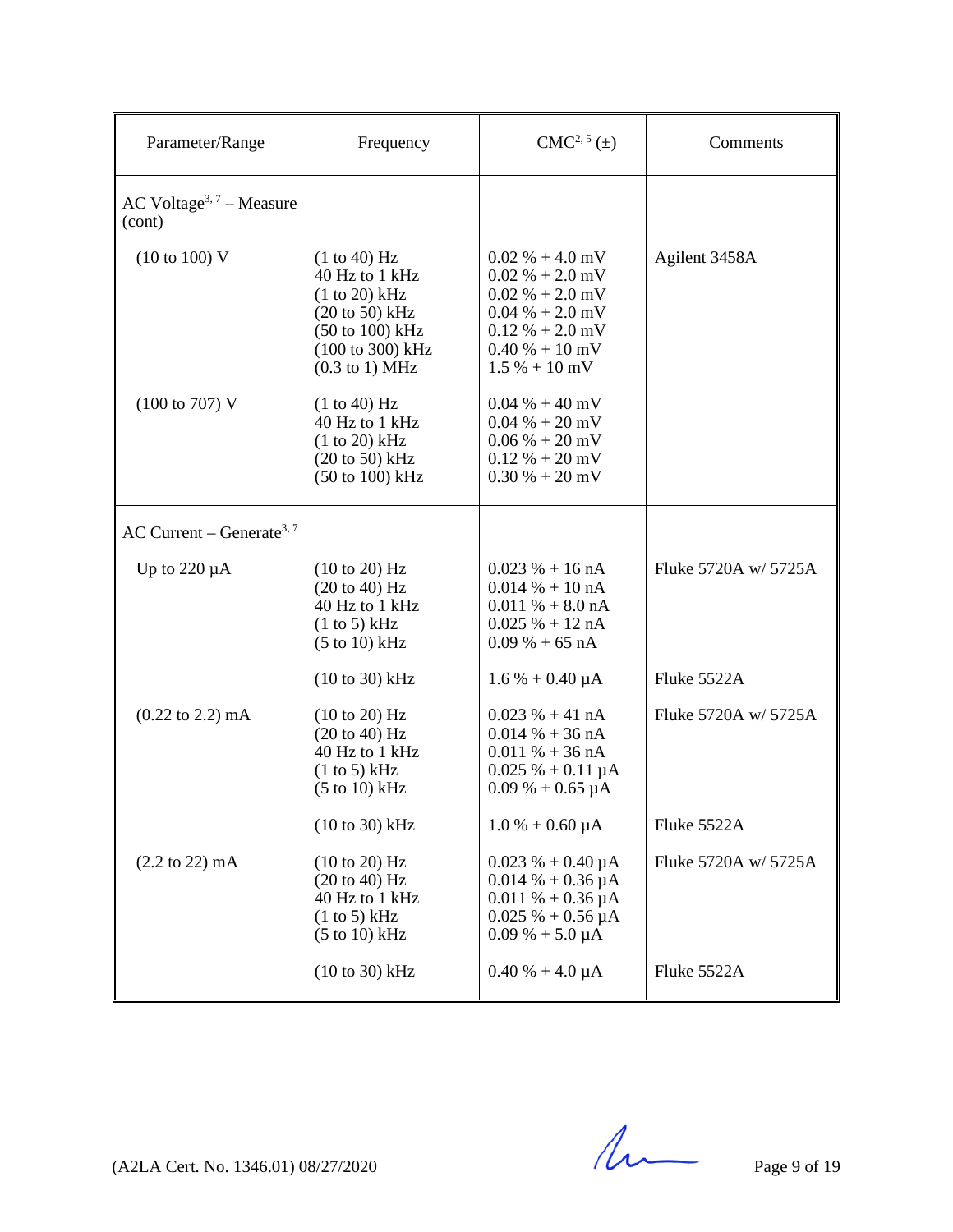| Parameter/Range | Frequency | CMC[2, 5] (±) | Comments |
|---|---|---|---|
| AC Voltage[3, 7] – Measure (cont) | | | |
| (10 to 100) V | (1 to 40) Hz | 0.02 % + 4.0 mV | Agilent 3458A |
| | 40 Hz to 1 kHz | 0.02 % + 2.0 mV | |
| | (1 to 20) kHz | 0.02 % + 2.0 mV | |
| | (20 to 50) kHz | 0.04 % + 2.0 mV | |
| | (50 to 100) kHz | 0.12 % + 2.0 mV | |
| | (100 to 300) kHz | 0.40 % + 10 mV | |
| | (0.3 to 1) MHz | 1.5 % + 10 mV | |
| (100 to 707) V | (1 to 40) Hz | 0.04 % + 40 mV | |
| | 40 Hz to 1 kHz | 0.04 % + 20 mV | |
| | (1 to 20) kHz | 0.06 % + 20 mV | |
| | (20 to 50) kHz | 0.12 % + 20 mV | |
| | (50 to 100) kHz | 0.30 % + 20 mV | |
| AC Current – Generate[3, 7] | | | |
| Up to 220 µA | (10 to 20) Hz | 0.023 % + 16 nA | Fluke 5720A w/ 5725A |
| | (20 to 40) Hz | 0.014 % + 10 nA | |
| | 40 Hz to 1 kHz | 0.011 % + 8.0 nA | |
| | (1 to 5) kHz | 0.025 % + 12 nA | |
| | (5 to 10) kHz | 0.09 % + 65 nA | |
| | (10 to 30) kHz | 1.6 % + 0.40 µA | Fluke 5522A |
| (0.22 to 2.2) mA | (10 to 20) Hz | 0.023 % + 41 nA | Fluke 5720A w/ 5725A |
| | (20 to 40) Hz | 0.014 % + 36 nA | |
| | 40 Hz to 1 kHz | 0.011 % + 36 nA | |
| | (1 to 5) kHz | 0.025 % + 0.11 µA | |
| | (5 to 10) kHz | 0.09 % + 0.65 µA | |
| | (10 to 30) kHz | 1.0 % + 0.60 µA | Fluke 5522A |
| (2.2 to 22) mA | (10 to 20) Hz | 0.023 % + 0.40 µA | Fluke 5720A w/ 5725A |
| | (20 to 40) Hz | 0.014 % + 0.36 µA | |
| | 40 Hz to 1 kHz | 0.011 % + 0.36 µA | |
| | (1 to 5) kHz | 0.025 % + 0.56 µA | |
| | (5 to 10) kHz | 0.09 % + 5.0 µA | |
| | (10 to 30) kHz | 0.40 % + 4.0 µA | Fluke 5522A |

(A2LA Cert. No. 1346.01) 08/27/2020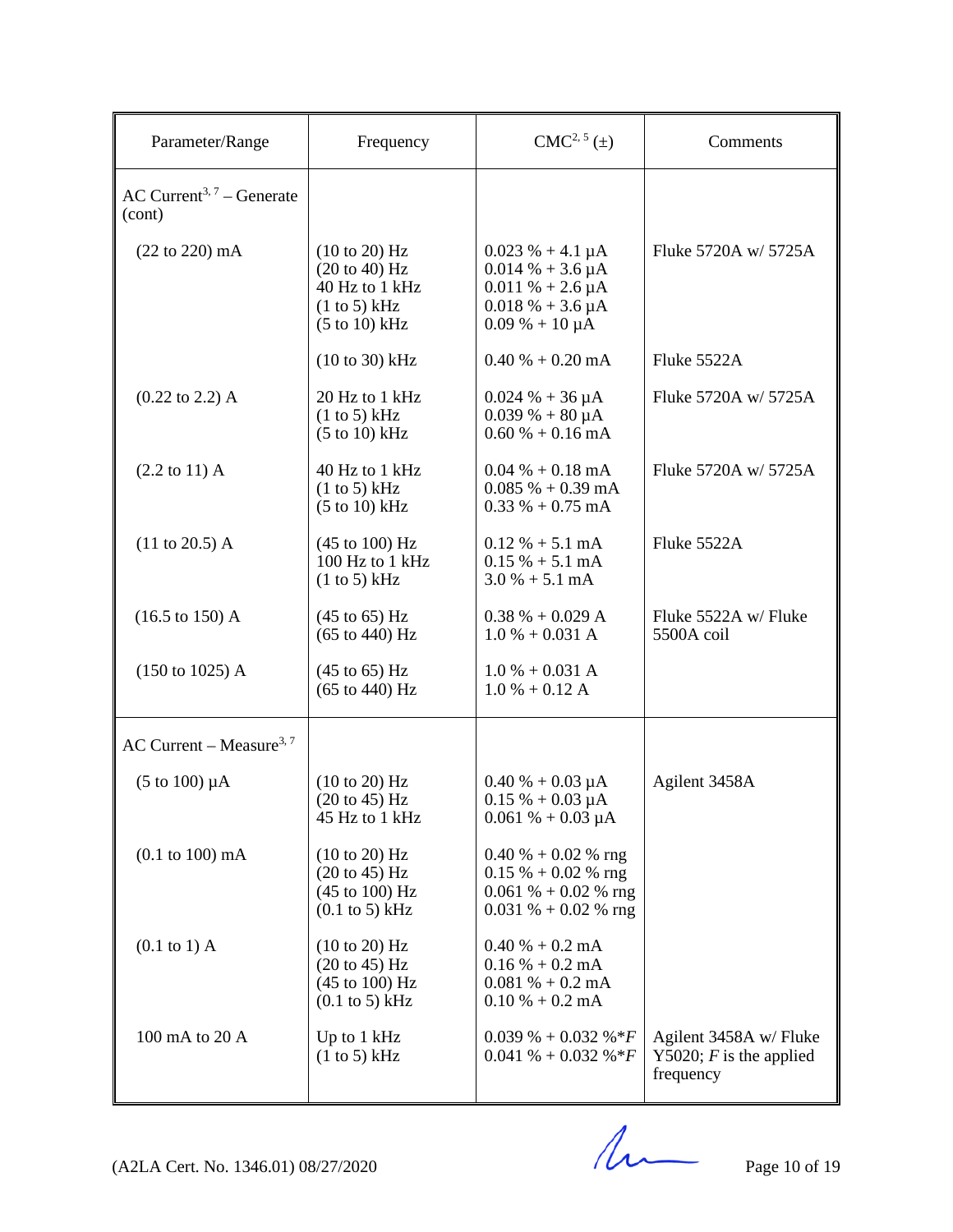| Parameter/Range | Frequency | CMC[2, 5] (±) | Comments |
|---|---|---|---|
| AC Current[3, 7] – Generate (cont) | | | |
| (22 to 220) mA | (10 to 20) Hz<br>(20 to 40) Hz<br>40 Hz to 1 kHz<br>(1 to 5) kHz<br>(5 to 10) kHz | 0.023 % + 4.1 µA<br>0.014 % + 3.6 µA<br>0.011 % + 2.6 µA<br>0.018 % + 3.6 µA<br>0.09 % + 10 µA | Fluke 5720A w/ 5725A |
| | (10 to 30) kHz | 0.40 % + 0.20 mA | Fluke 5522A |
| (0.22 to 2.2) A | 20 Hz to 1 kHz<br>(1 to 5) kHz<br>(5 to 10) kHz | 0.024 % + 36 µA<br>0.039 % + 80 µA<br>0.60 % + 0.16 mA | Fluke 5720A w/ 5725A |
| (2.2 to 11) A | 40 Hz to 1 kHz<br>(1 to 5) kHz<br>(5 to 10) kHz | 0.04 % + 0.18 mA<br>0.085 % + 0.39 mA<br>0.33 % + 0.75 mA | Fluke 5720A w/ 5725A |
| (11 to 20.5) A | (45 to 100) Hz<br>100 Hz to 1 kHz<br>(1 to 5) kHz | 0.12 % + 5.1 mA<br>0.15 % + 5.1 mA<br>3.0 % + 5.1 mA | Fluke 5522A |
| (16.5 to 150) A | (45 to 65) Hz<br>(65 to 440) Hz | 0.38 % + 0.029 A<br>1.0 % + 0.031 A | Fluke 5522A w/ Fluke 5500A coil |
| (150 to 1025) A | (45 to 65) Hz<br>(65 to 440) Hz | 1.0 % + 0.031 A<br>1.0 % + 0.12 A | |
| AC Current – Measure[3, 7] | | | |
| (5 to 100) µA | (10 to 20) Hz<br>(20 to 45) Hz<br>45 Hz to 1 kHz | 0.40 % + 0.03 µA<br>0.15 % + 0.03 µA<br>0.061 % + 0.03 µA | Agilent 3458A |
| (0.1 to 100) mA | (10 to 20) Hz<br>(20 to 45) Hz<br>(45 to 100) Hz<br>(0.1 to 5) kHz | 0.40 % + 0.02 % rng<br>0.15 % + 0.02 % rng<br>0.061 % + 0.02 % rng<br>0.031 % + 0.02 % rng | |
| (0.1 to 1) A | (10 to 20) Hz<br>(20 to 45) Hz<br>(45 to 100) Hz<br>(0.1 to 5) kHz | 0.40 % + 0.2 mA<br>0.16 % + 0.2 mA<br>0.081 % + 0.2 mA<br>0.10 % + 0.2 mA | |
| 100 mA to 20 A | Up to 1 kHz<br>(1 to 5) kHz | 0.039 % + 0.032 %\*$F$<br>0.041 % + 0.032 %\*$F$ | Agilent 3458A w/ Fluke Y5020; $F$ is the applied frequency |

(A2LA Cert. No. 1346.01) 08/27/2020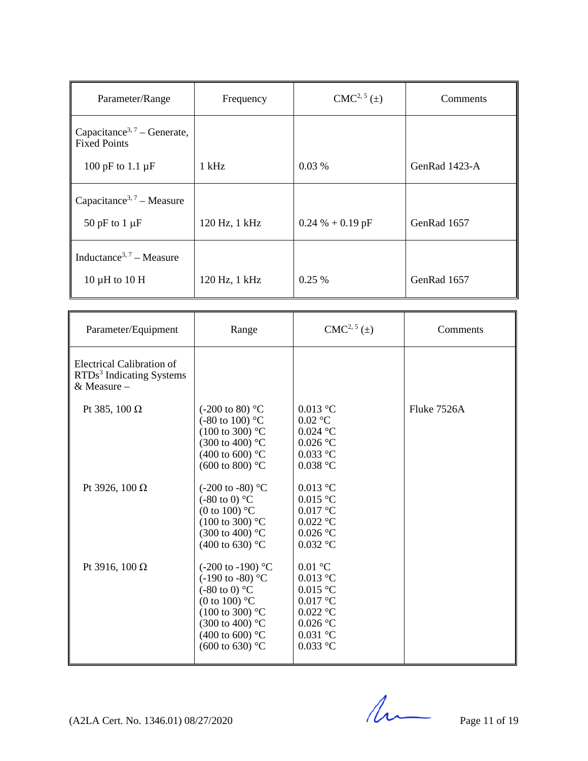| Parameter/Range | Frequency | CMC[2, 5] (±) | Comments |
|---|---|---|---|
| Capacitance[3, 7] – Generate, Fixed Points | | | |
| 100 pF to 1.1 µF | 1 kHz | 0.03 % | GenRad 1423-A |
| Capacitance[3, 7] – Measure | | | |
| 50 pF to 1 µF | 120 Hz, 1 kHz | 0.24 % + 0.19 pF | GenRad 1657 |
| Inductance[3, 7] – Measure | | | |
| 10 µH to 10 H | 120 Hz, 1 kHz | 0.25 % | GenRad 1657 |

| Parameter/Equipment | Range | CMC[2, 5] (±) | Comments |
|---|---|---|---|
| Electrical Calibration of RTDs[3] Indicating Systems & Measure – | | | |
| Pt 385, 100 Ω | (-200 to 80) °C<br>(-80 to 100) °C<br>(100 to 300) °C<br>(300 to 400) °C<br>(400 to 600) °C<br>(600 to 800) °C | 0.013 °C<br>0.02 °C<br>0.024 °C<br>0.026 °C<br>0.033 °C<br>0.038 °C | Fluke 7526A |
| Pt 3926, 100 Ω | (-200 to -80) °C<br>(-80 to 0) °C<br>(0 to 100) °C<br>(100 to 300) °C<br>(300 to 400) °C<br>(400 to 630) °C | 0.013 °C<br>0.015 °C<br>0.017 °C<br>0.022 °C<br>0.026 °C<br>0.032 °C | |
| Pt 3916, 100 Ω | (-200 to -190) °C<br>(-190 to -80) °C<br>(-80 to 0) °C<br>(0 to 100) °C<br>(100 to 300) °C<br>(300 to 400) °C<br>(400 to 600) °C<br>(600 to 630) °C | 0.01 °C<br>0.013 °C<br>0.015 °C<br>0.017 °C<br>0.022 °C<br>0.026 °C<br>0.031 °C<br>0.033 °C | |

(A2LA Cert. No. 1346.01) 08/27/2020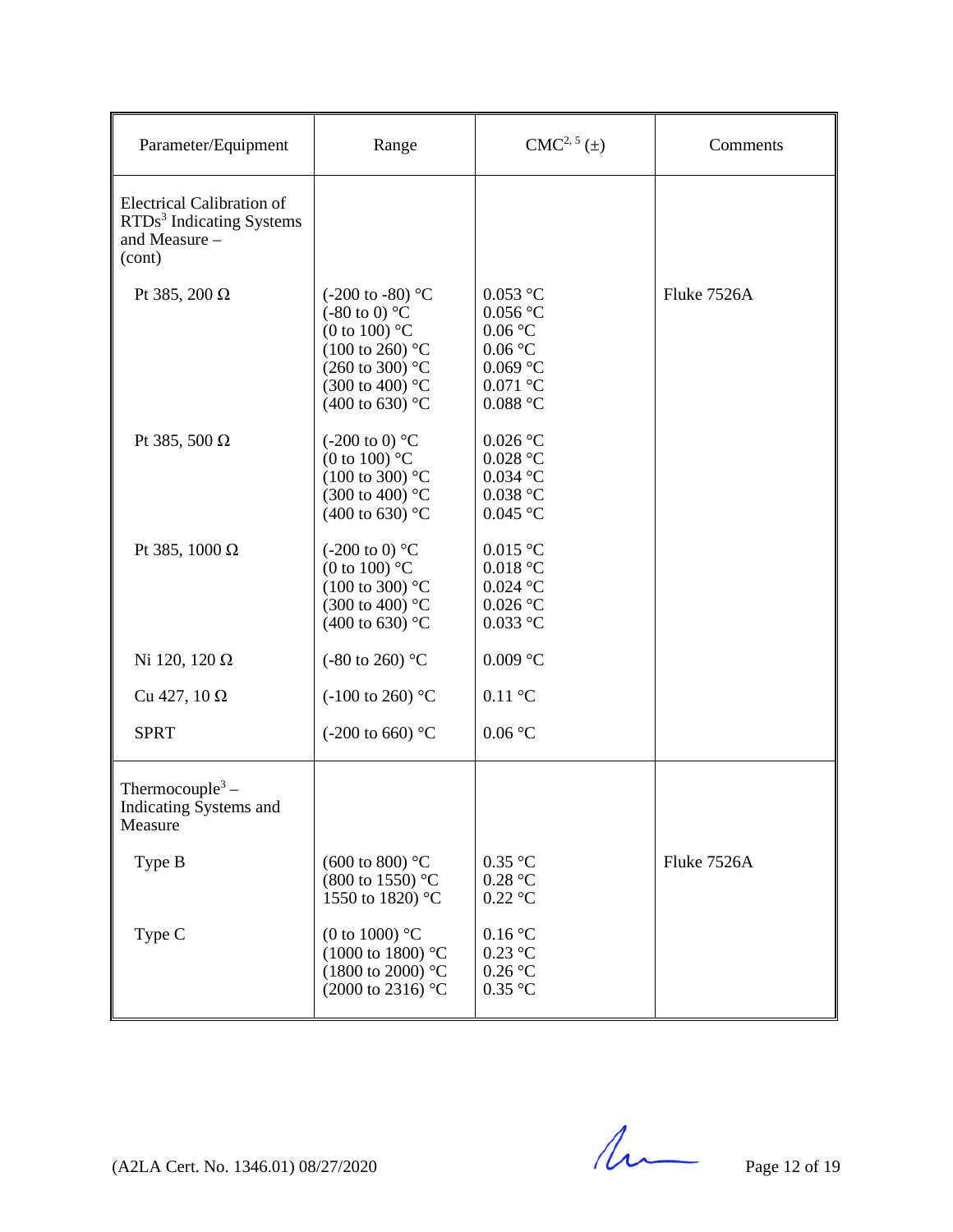| Parameter/Equipment | Range | CMC[2, 5] (±) | Comments |
|---|---|---|---|
| Electrical Calibration of RTDs[3] Indicating Systems and Measure – (cont) | | | |
| Pt 385, 200 Ω | (-200 to -80) °C<br>(-80 to 0) °C<br>(0 to 100) °C<br>(100 to 260) °C<br>(260 to 300) °C<br>(300 to 400) °C<br>(400 to 630) °C | 0.053 °C<br>0.056 °C<br>0.06 °C<br>0.06 °C<br>0.069 °C<br>0.071 °C<br>0.088 °C | Fluke 7526A |
| Pt 385, 500 Ω | (-200 to 0) °C<br>(0 to 100) °C<br>(100 to 300) °C<br>(300 to 400) °C<br>(400 to 630) °C | 0.026 °C<br>0.028 °C<br>0.034 °C<br>0.038 °C<br>0.045 °C | |
| Pt 385, 1000 Ω | (-200 to 0) °C<br>(0 to 100) °C<br>(100 to 300) °C<br>(300 to 400) °C<br>(400 to 630) °C | 0.015 °C<br>0.018 °C<br>0.024 °C<br>0.026 °C<br>0.033 °C | |
| Ni 120, 120 Ω | (-80 to 260) °C | 0.009 °C | |
| Cu 427, 10 Ω | (-100 to 260) °C | 0.11 °C | |
| SPRT | (-200 to 660) °C | 0.06 °C | |
| Thermocouple[3] – Indicating Systems and Measure | | | |
| Type B | (600 to 800) °C<br>(800 to 1550) °C<br>1550 to 1820) °C | 0.35 °C<br>0.28 °C<br>0.22 °C | Fluke 7526A |
| Type C | (0 to 1000) °C<br>(1000 to 1800) °C<br>(1800 to 2000) °C<br>(2000 to 2316) °C | 0.16 °C<br>0.23 °C<br>0.26 °C<br>0.35 °C | |

(A2LA Cert. No. 1346.01) 08/27/2020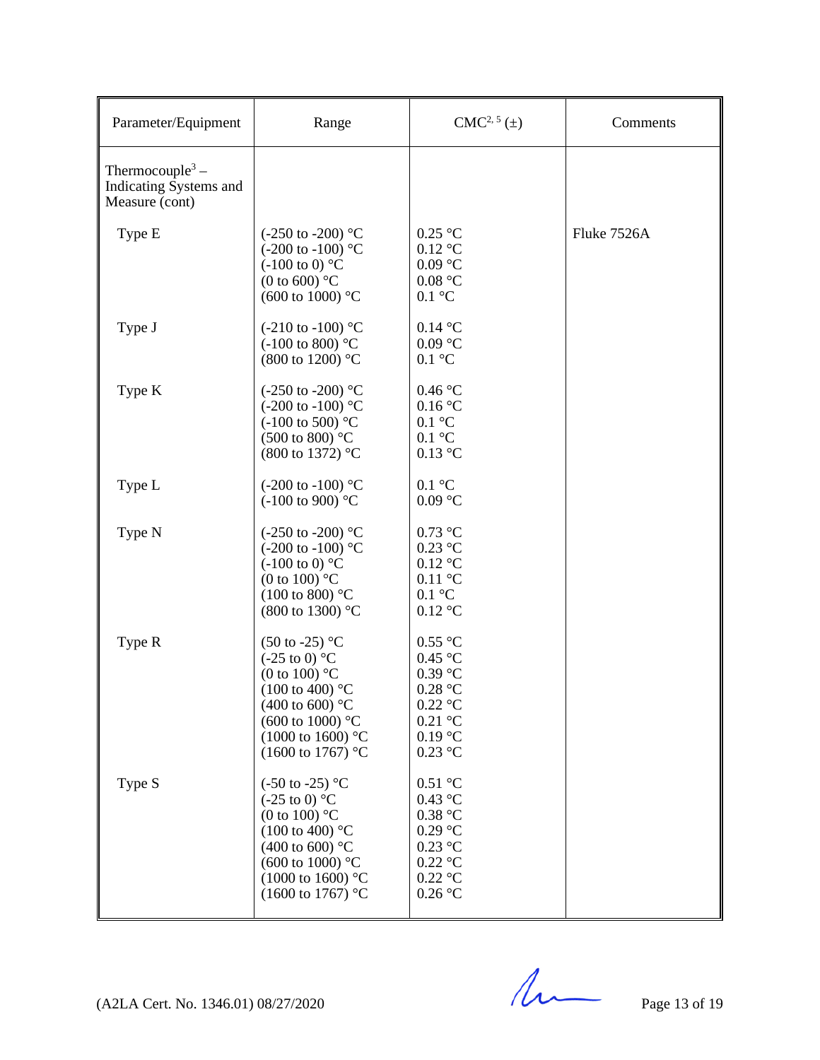| Parameter/Equipment | Range | CMC[2, 5] (±) | Comments |
|---|---|---|---|
| Thermocouple[3] – Indicating Systems and Measure (cont) | | | |
| Type E | (-250 to -200) °C<br>(-200 to -100) °C<br>(-100 to 0) °C<br>(0 to 600) °C<br>(600 to 1000) °C | 0.25 °C<br>0.12 °C<br>0.09 °C<br>0.08 °C<br>0.1 °C | Fluke 7526A |
| Type J | (-210 to -100) °C<br>(-100 to 800) °C<br>(800 to 1200) °C | 0.14 °C<br>0.09 °C<br>0.1 °C | |
| Type K | (-250 to -200) °C<br>(-200 to -100) °C<br>(-100 to 500) °C<br>(500 to 800) °C<br>(800 to 1372) °C | 0.46 °C<br>0.16 °C<br>0.1 °C<br>0.1 °C<br>0.13 °C | |
| Type L | (-200 to -100) °C<br>(-100 to 900) °C | 0.1 °C<br>0.09 °C | |
| Type N | (-250 to -200) °C<br>(-200 to -100) °C<br>(-100 to 0) °C<br>(0 to 100) °C<br>(100 to 800) °C<br>(800 to 1300) °C | 0.73 °C<br>0.23 °C<br>0.12 °C<br>0.11 °C<br>0.1 °C<br>0.12 °C | |
| Type R | (50 to -25) °C<br>(-25 to 0) °C<br>(0 to 100) °C<br>(100 to 400) °C<br>(400 to 600) °C<br>(600 to 1000) °C<br>(1000 to 1600) °C<br>(1600 to 1767) °C | 0.55 °C<br>0.45 °C<br>0.39 °C<br>0.28 °C<br>0.22 °C<br>0.21 °C<br>0.19 °C<br>0.23 °C | |
| Type S | (-50 to -25) °C<br>(-25 to 0) °C<br>(0 to 100) °C<br>(100 to 400) °C<br>(400 to 600) °C<br>(600 to 1000) °C<br>(1000 to 1600) °C<br>(1600 to 1767) °C | 0.51 °C<br>0.43 °C<br>0.38 °C<br>0.29 °C<br>0.23 °C<br>0.22 °C<br>0.22 °C<br>0.26 °C | |

(A2LA Cert. No. 1346.01) 08/27/2020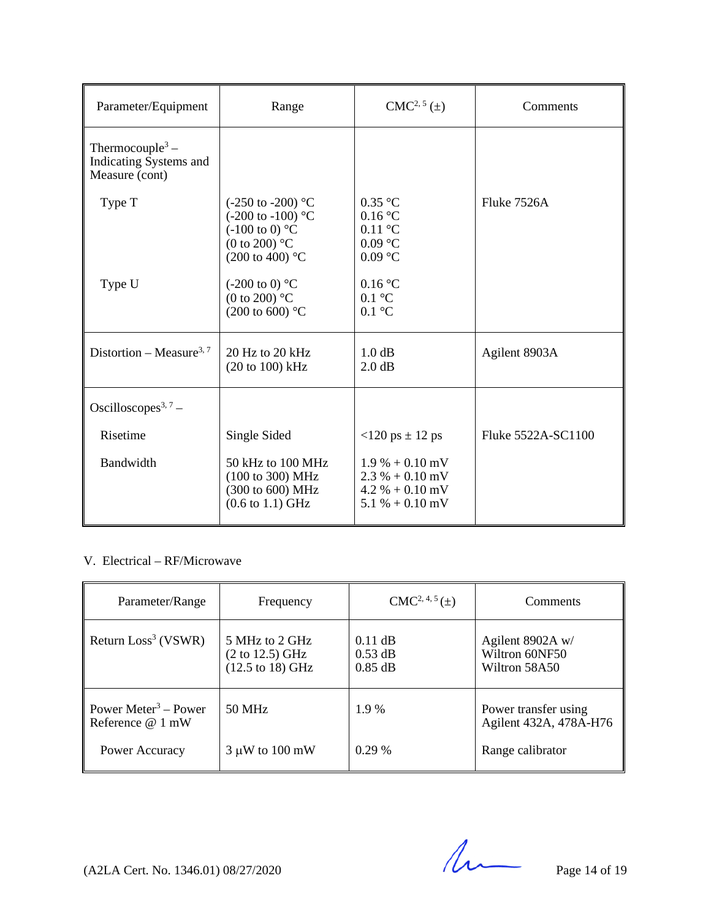| Parameter/Equipment | Range | CMC[2, 5] (±) | Comments |
|---|---|---|---|
| Thermocouple[3] – Indicating Systems and Measure (cont) | | | |
| Type T | (-250 to -200) °C<br>(-200 to -100) °C<br>(-100 to 0) °C<br>(0 to 200) °C<br>(200 to 400) °C | 0.35 °C<br>0.16 °C<br>0.11 °C<br>0.09 °C<br>0.09 °C | Fluke 7526A |
| Type U | (-200 to 0) °C<br>(0 to 200) °C<br>(200 to 600) °C | 0.16 °C<br>0.1 °C<br>0.1 °C | |
| Distortion – Measure[3, 7] | 20 Hz to 20 kHz<br>(20 to 100) kHz | 1.0 dB<br>2.0 dB | Agilent 8903A |
| Oscilloscopes[3, 7] – | | | |
| Risetime | Single Sided | <120 ps ± 12 ps | Fluke 5522A-SC1100 |
| Bandwidth | 50 kHz to 100 MHz<br>(100 to 300) MHz<br>(300 to 600) MHz<br>(0.6 to 1.1) GHz | 1.9 % + 0.10 mV<br>2.3 % + 0.10 mV<br>4.2 % + 0.10 mV<br>5.1 % + 0.10 mV | |

V. Electrical – RF/Microwave

| Parameter/Range | Frequency | CMC[2, 4, 5] (±) | Comments |
|---|---|---|---|
| Return Loss[3] (VSWR) | 5 MHz to 2 GHz<br>(2 to 12.5) GHz<br>(12.5 to 18) GHz | 0.11 dB<br>0.53 dB<br>0.85 dB | Agilent 8902A w/<br>Wiltron 60NF50<br>Wiltron 58A50 |
| Power Meter[3] – Power Reference @ 1 mW | 50 MHz | 1.9 % | Power transfer using Agilent 432A, 478A-H76 |
| Power Accuracy | 3 μW to 100 mW | 0.29 % | Range calibrator |

(A2LA Cert. No. 1346.01) 08/27/2020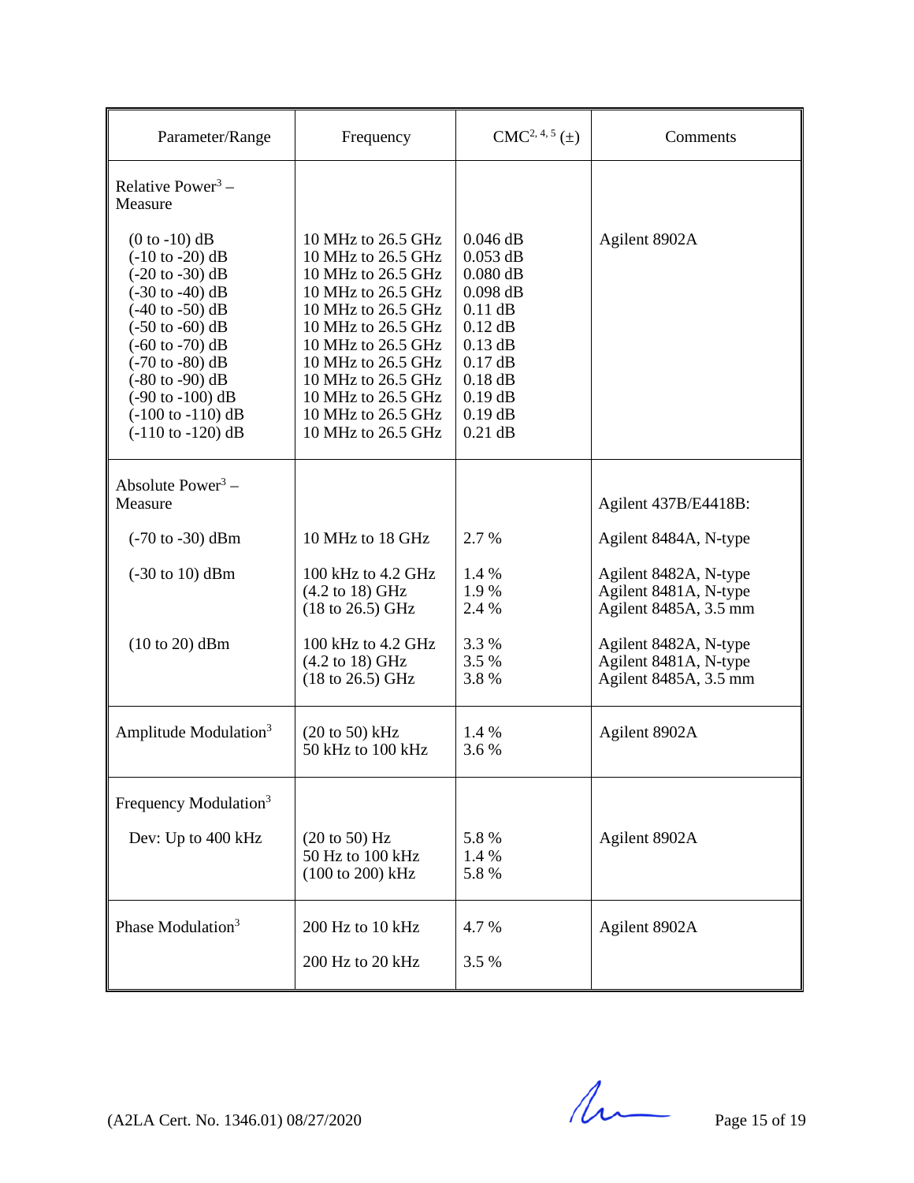| Parameter/Range | Frequency | CMC[2, 4, 5] (±) | Comments |
|---|---|---|---|
| Relative Power[3] – Measure | | | |
| (0 to -10) dB | 10 MHz to 26.5 GHz | 0.046 dB | Agilent 8902A |
| (-10 to -20) dB | 10 MHz to 26.5 GHz | 0.053 dB | |
| (-20 to -30) dB | 10 MHz to 26.5 GHz | 0.080 dB | |
| (-30 to -40) dB | 10 MHz to 26.5 GHz | 0.098 dB | |
| (-40 to -50) dB | 10 MHz to 26.5 GHz | 0.11 dB | |
| (-50 to -60) dB | 10 MHz to 26.5 GHz | 0.12 dB | |
| (-60 to -70) dB | 10 MHz to 26.5 GHz | 0.13 dB | |
| (-70 to -80) dB | 10 MHz to 26.5 GHz | 0.17 dB | |
| (-80 to -90) dB | 10 MHz to 26.5 GHz | 0.18 dB | |
| (-90 to -100) dB | 10 MHz to 26.5 GHz | 0.19 dB | |
| (-100 to -110) dB | 10 MHz to 26.5 GHz | 0.19 dB | |
| (-110 to -120) dB | 10 MHz to 26.5 GHz | 0.21 dB | |
| Absolute Power[3] – Measure | | | Agilent 437B/E4418B: |
| (-70 to -30) dBm | 10 MHz to 18 GHz | 2.7 % | Agilent 8484A, N-type |
| (-30 to 10) dBm | 100 kHz to 4.2 GHz | 1.4 % | Agilent 8482A, N-type |
| | (4.2 to 18) GHz | 1.9 % | Agilent 8481A, N-type |
| | (18 to 26.5) GHz | 2.4 % | Agilent 8485A, 3.5 mm |
| (10 to 20) dBm | 100 kHz to 4.2 GHz | 3.3 % | Agilent 8482A, N-type |
| | (4.2 to 18) GHz | 3.5 % | Agilent 8481A, N-type |
| | (18 to 26.5) GHz | 3.8 % | Agilent 8485A, 3.5 mm |
| Amplitude Modulation[3] | (20 to 50) kHz | 1.4 % | Agilent 8902A |
| | 50 kHz to 100 kHz | 3.6 % | |
| Frequency Modulation[3] | | | |
| Dev: Up to 400 kHz | (20 to 50) Hz | 5.8 % | Agilent 8902A |
| | 50 Hz to 100 kHz | 1.4 % | |
| | (100 to 200) kHz | 5.8 % | |
| Phase Modulation[3] | 200 Hz to 10 kHz | 4.7 % | Agilent 8902A |
| | 200 Hz to 20 kHz | 3.5 % | |

(A2LA Cert. No. 1346.01) 08/27/2020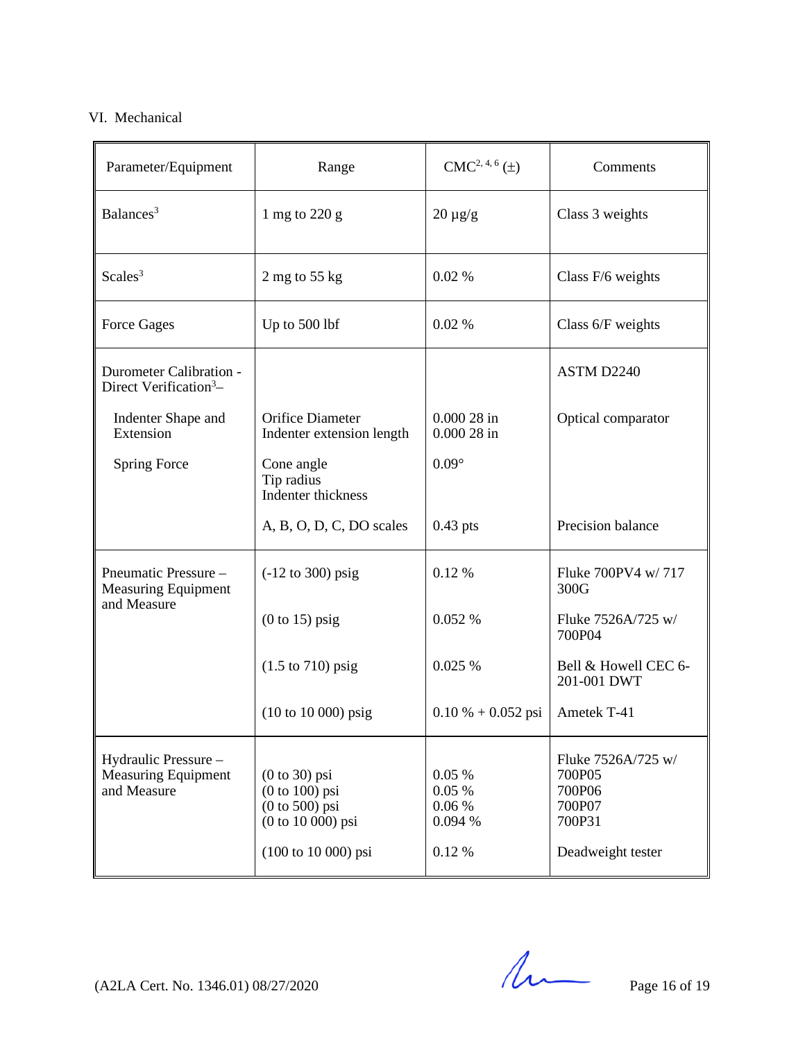VI. Mechanical

| Parameter/Equipment | Range | CMC[2, 4, 6] (±) | Comments |
|---|---|---|---|
| Balances[3] | 1 mg to 220 g | 20 µg/g | Class 3 weights |
| Scales[3] | 2 mg to 55 kg | 0.02 % | Class F/6 weights |
| Force Gages | Up to 500 lbf | 0.02 % | Class 6/F weights |
| Durometer Calibration - Direct Verification[3]– | | | ASTM D2240 |
| Indenter Shape and Extension | Orifice Diameter<br>Indenter extension length | 0.000 28 in<br>0.000 28 in | Optical comparator |
| Spring Force | Cone angle<br>Tip radius<br>Indenter thickness | 0.09° | |
| | A, B, O, D, C, DO scales | 0.43 pts | Precision balance |
| Pneumatic Pressure – Measuring Equipment and Measure | (-12 to 300) psig | 0.12 % | Fluke 700PV4 w/ 717 300G |
| | (0 to 15) psig | 0.052 % | Fluke 7526A/725 w/ 700P04 |
| | (1.5 to 710) psig | 0.025 % | Bell & Howell CEC 6-201-001 DWT |
| | (10 to 10 000) psig | 0.10 % + 0.052 psi | Ametek T-41 |
| Hydraulic Pressure – Measuring Equipment and Measure | (0 to 30) psi<br>(0 to 100) psi<br>(0 to 500) psi<br>(0 to 10 000) psi | 0.05 %<br>0.05 %<br>0.06 %<br>0.094 % | Fluke 7526A/725 w/<br>700P05<br>700P06<br>700P07<br>700P31 |
| | (100 to 10 000) psi | 0.12 % | Deadweight tester |

(A2LA Cert. No. 1346.01) 08/27/2020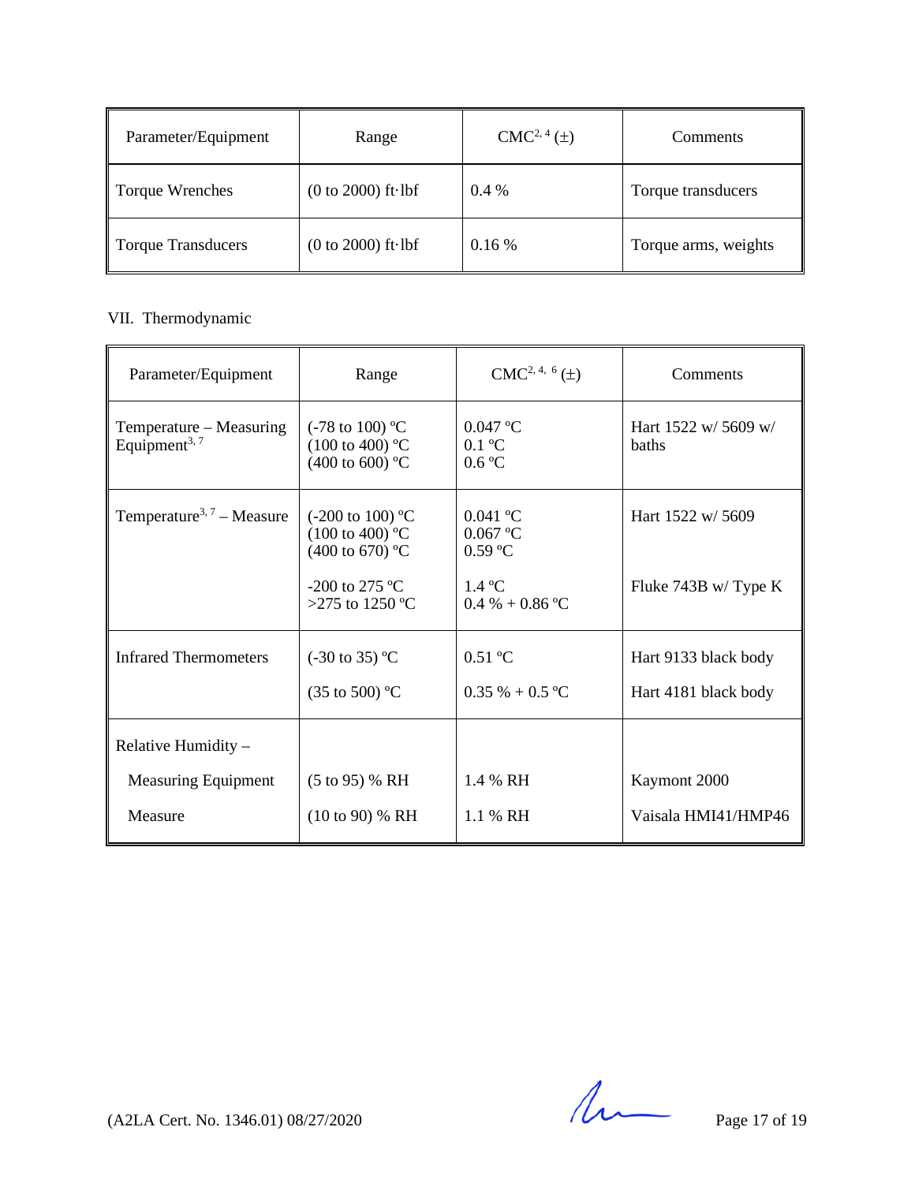| Parameter/Equipment | Range | CMC[2, 4] (±) | Comments |
|---|---|---|---|
| Torque Wrenches | (0 to 2000) ft·lbf | 0.4 % | Torque transducers |
| Torque Transducers | (0 to 2000) ft·lbf | 0.16 % | Torque arms, weights |

VII. Thermodynamic

| Parameter/Equipment | Range | CMC[2, 4, 6] (±) | Comments |
|---|---|---|---|
| Temperature – Measuring Equipment[3, 7] | (-78 to 100) ºC<br>(100 to 400) ºC<br>(400 to 600) ºC | 0.047 ºC<br>0.1 ºC<br>0.6 ºC | Hart 1522 w/ 5609 w/ baths |
| Temperature[3, 7] – Measure | (-200 to 100) ºC<br>(100 to 400) ºC<br>(400 to 670) ºC | 0.041 ºC<br>0.067 ºC<br>0.59 ºC | Hart 1522 w/ 5609 |
| | -200 to 275 ºC<br>>275 to 1250 ºC | 1.4 ºC<br>0.4 % + 0.86 ºC | Fluke 743B w/ Type K |
| Infrared Thermometers | (-30 to 35) ºC | 0.51 ºC | Hart 9133 black body |
| | (35 to 500) ºC | 0.35 % + 0.5 ºC | Hart 4181 black body |
| Relative Humidity – | | | |
| Measuring Equipment | (5 to 95) % RH | 1.4 % RH | Kaymont 2000 |
| Measure | (10 to 90) % RH | 1.1 % RH | Vaisala HMI41/HMP46 |

(A2LA Cert. No. 1346.01) 08/27/2020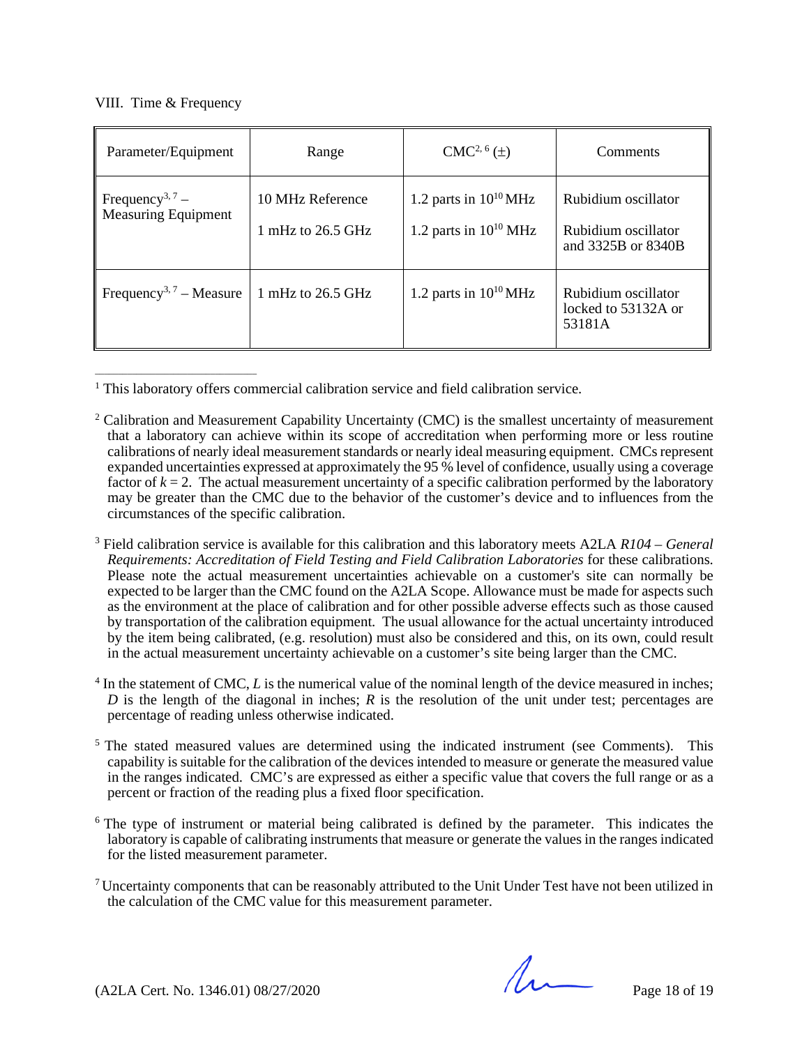VIII. Time & Frequency

| Parameter/Equipment | Range | CMC[2, 6] (±) | Comments |
|---|---|---|---|
| Frequency[3, 7] – Measuring Equipment | 10 MHz Reference<br>1 mHz to 26.5 GHz | 1.2 parts in $10^{10}$ MHz<br>1.2 parts in $10^{10}$ MHz | Rubidium oscillator<br>Rubidium oscillator and 3325B or 8340B |
| Frequency[3, 7] – Measure | 1 mHz to 26.5 GHz | 1.2 parts in $10^{10}$ MHz | Rubidium oscillator locked to 53132A or 53181A |

---

[1] This laboratory offers commercial calibration service and field calibration service.

[2] Calibration and Measurement Capability Uncertainty (CMC) is the smallest uncertainty of measurement that a laboratory can achieve within its scope of accreditation when performing more or less routine calibrations of nearly ideal measurement standards or nearly ideal measuring equipment. CMCs represent expanded uncertainties expressed at approximately the 95 % level of confidence, usually using a coverage factor of $k = 2$. The actual measurement uncertainty of a specific calibration performed by the laboratory may be greater than the CMC due to the behavior of the customer's device and to influences from the circumstances of the specific calibration.

[3] Field calibration service is available for this calibration and this laboratory meets A2LA *R104 – General Requirements: Accreditation of Field Testing and Field Calibration Laboratories* for these calibrations. Please note the actual measurement uncertainties achievable on a customer's site can normally be expected to be larger than the CMC found on the A2LA Scope. Allowance must be made for aspects such as the environment at the place of calibration and for other possible adverse effects such as those caused by transportation of the calibration equipment. The usual allowance for the actual uncertainty introduced by the item being calibrated, (e.g. resolution) must also be considered and this, on its own, could result in the actual measurement uncertainty achievable on a customer's site being larger than the CMC.

[4] In the statement of CMC, $L$ is the numerical value of the nominal length of the device measured in inches; $D$ is the length of the diagonal in inches; $R$ is the resolution of the unit under test; percentages are percentage of reading unless otherwise indicated.

[5] The stated measured values are determined using the indicated instrument (see Comments). This capability is suitable for the calibration of the devices intended to measure or generate the measured value in the ranges indicated. CMC's are expressed as either a specific value that covers the full range or as a percent or fraction of the reading plus a fixed floor specification.

[6] The type of instrument or material being calibrated is defined by the parameter. This indicates the laboratory is capable of calibrating instruments that measure or generate the values in the ranges indicated for the listed measurement parameter.

[7] Uncertainty components that can be reasonably attributed to the Unit Under Test have not been utilized in the calculation of the CMC value for this measurement parameter.

(A2LA Cert. No. 1346.01) 08/27/2020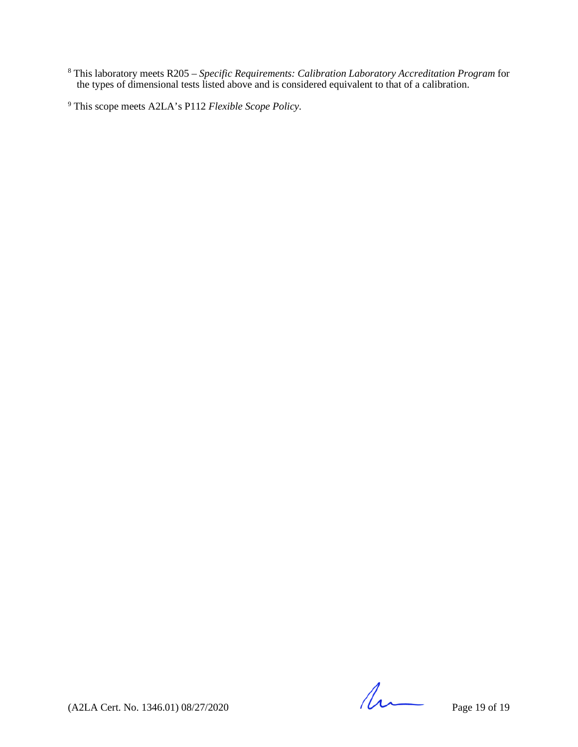[8] This laboratory meets R205 – *Specific Requirements: Calibration Laboratory Accreditation Program* for the types of dimensional tests listed above and is considered equivalent to that of a calibration.

[9] This scope meets A2LA's P112 *Flexible Scope Policy*.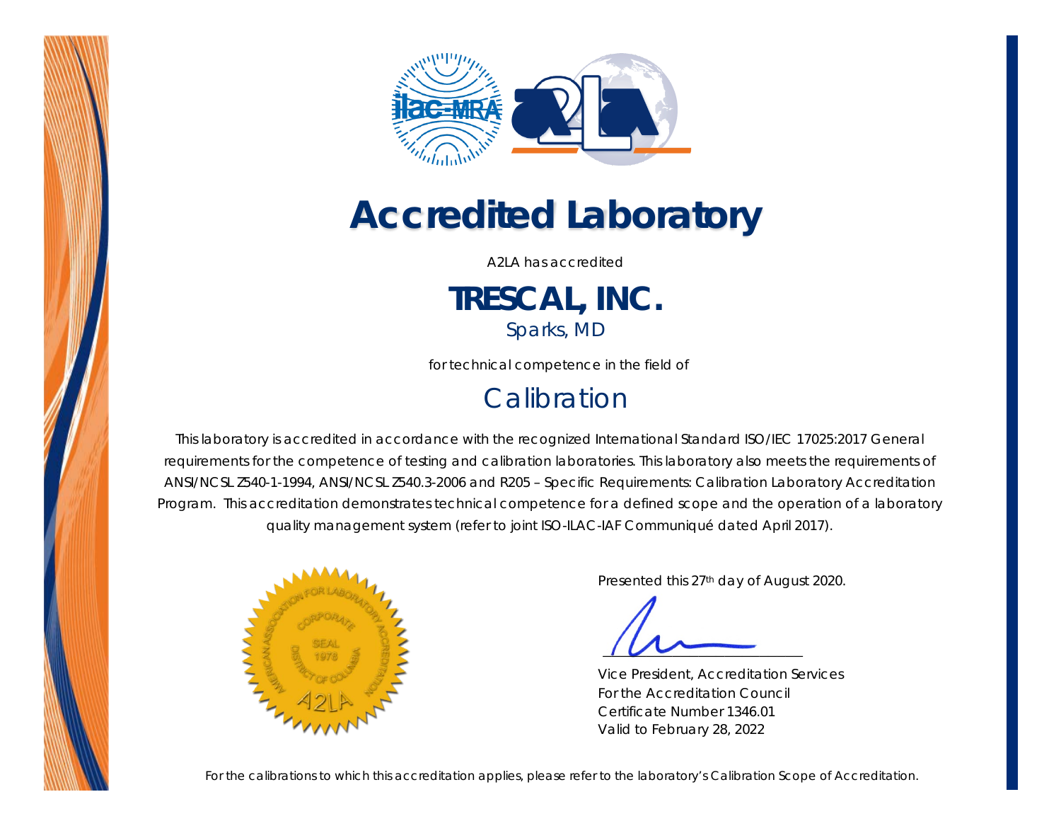# Accredited Laboratory

A2LA has accredited

## TRESCAL, INC.

Sparks, MD

for technical competence in the field of

## Calibration

This laboratory is accredited in accordance with the recognized International Standard ISO/IEC 17025:2017 General requirements for the competence of testing and calibration laboratories. This laboratory also meets the requirements of ANSI/NCSL Z540-1-1994, ANSI/NCSL Z540.3-2006 and R205 – Specific Requirements: Calibration Laboratory Accreditation Program. This accreditation demonstrates technical competence for a defined scope and the operation of a laboratory quality management system (refer to joint ISO-ILAC-IAF Communiqué dated April 2017).

Presented this 27th day of August 2020.

\_\_\_\_\_\_\_\_\_\_\_\_\_\_\_\_\_\_\_\_\_\_\_\_\_\_\_\_\_\_

Vice President, Accreditation Services
For the Accreditation Council
Certificate Number 1346.01
Valid to February 28, 2022

For the calibrations to which this accreditation applies, please refer to the laboratory's Calibration Scope of Accreditation.